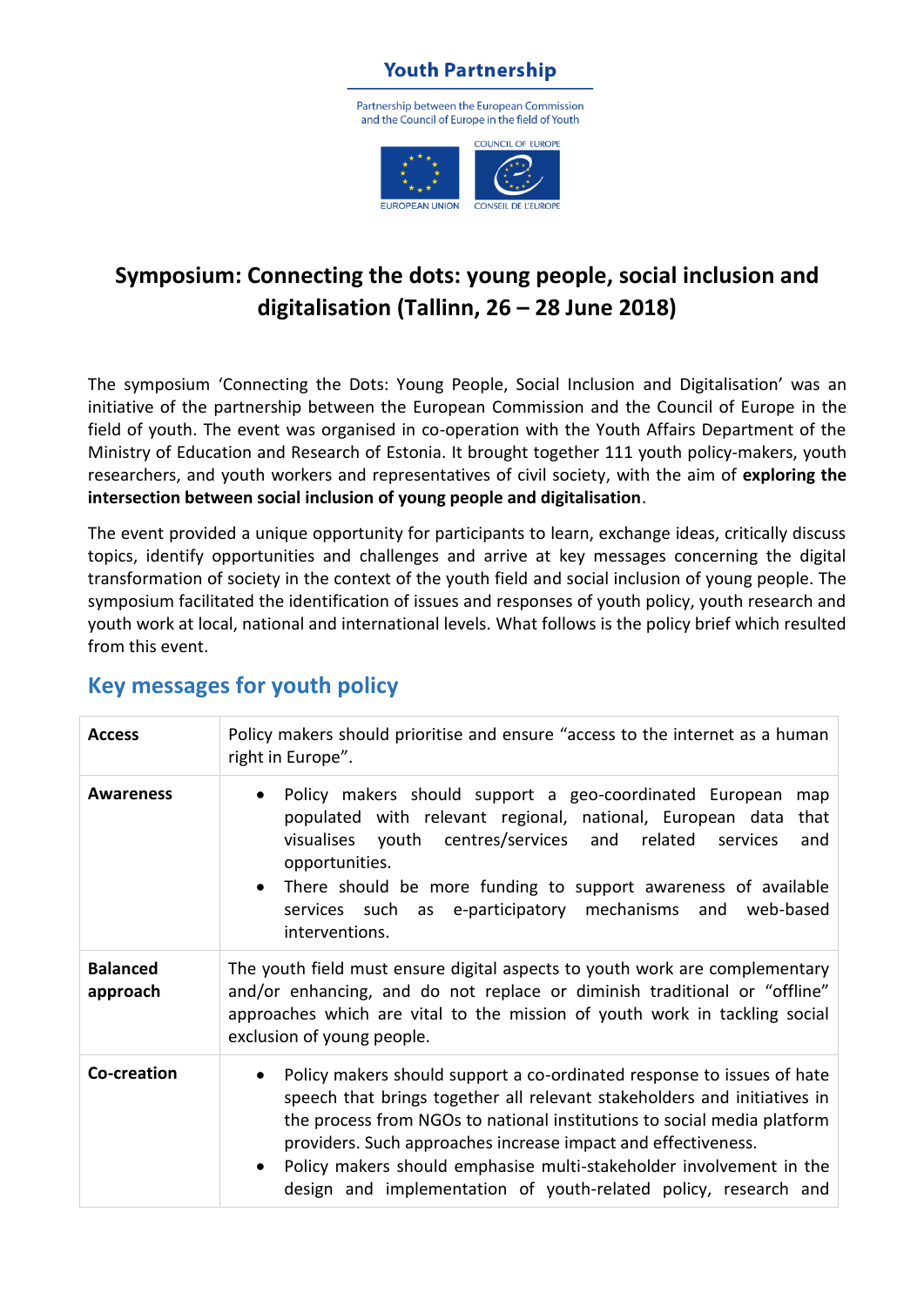**Youth Partnership**

Partnership between the European Commission and the Council of Europe in the field of Youth

EUROPEAN UNION    COUNCIL OF EUROPE / CONSEIL DE L'EUROPE

# Symposium: Connecting the dots: young people, social inclusion and digitalisation (Tallinn, 26 – 28 June 2018)

The symposium 'Connecting the Dots: Young People, Social Inclusion and Digitalisation' was an initiative of the partnership between the European Commission and the Council of Europe in the field of youth. The event was organised in co-operation with the Youth Affairs Department of the Ministry of Education and Research of Estonia. It brought together 111 youth policy-makers, youth researchers, and youth workers and representatives of civil society, with the aim of **exploring the intersection between social inclusion of young people and digitalisation**.

The event provided a unique opportunity for participants to learn, exchange ideas, critically discuss topics, identify opportunities and challenges and arrive at key messages concerning the digital transformation of society in the context of the youth field and social inclusion of young people. The symposium facilitated the identification of issues and responses of youth policy, youth research and youth work at local, national and international levels. What follows is the policy brief which resulted from this event.

## Key messages for youth policy

| | |
|---|---|
| **Access** | Policy makers should prioritise and ensure "access to the internet as a human right in Europe". |
| **Awareness** | • Policy makers should support a geo-coordinated European map populated with relevant regional, national, European data that visualises youth centres/services and related services and opportunities.<br>• There should be more funding to support awareness of available services such as e-participatory mechanisms and web-based interventions. |
| **Balanced approach** | The youth field must ensure digital aspects to youth work are complementary and/or enhancing, and do not replace or diminish traditional or "offline" approaches which are vital to the mission of youth work in tackling social exclusion of young people. |
| **Co-creation** | • Policy makers should support a co-ordinated response to issues of hate speech that brings together all relevant stakeholders and initiatives in the process from NGOs to national institutions to social media platform providers. Such approaches increase impact and effectiveness.<br>• Policy makers should emphasise multi-stakeholder involvement in the design and implementation of youth-related policy, research and |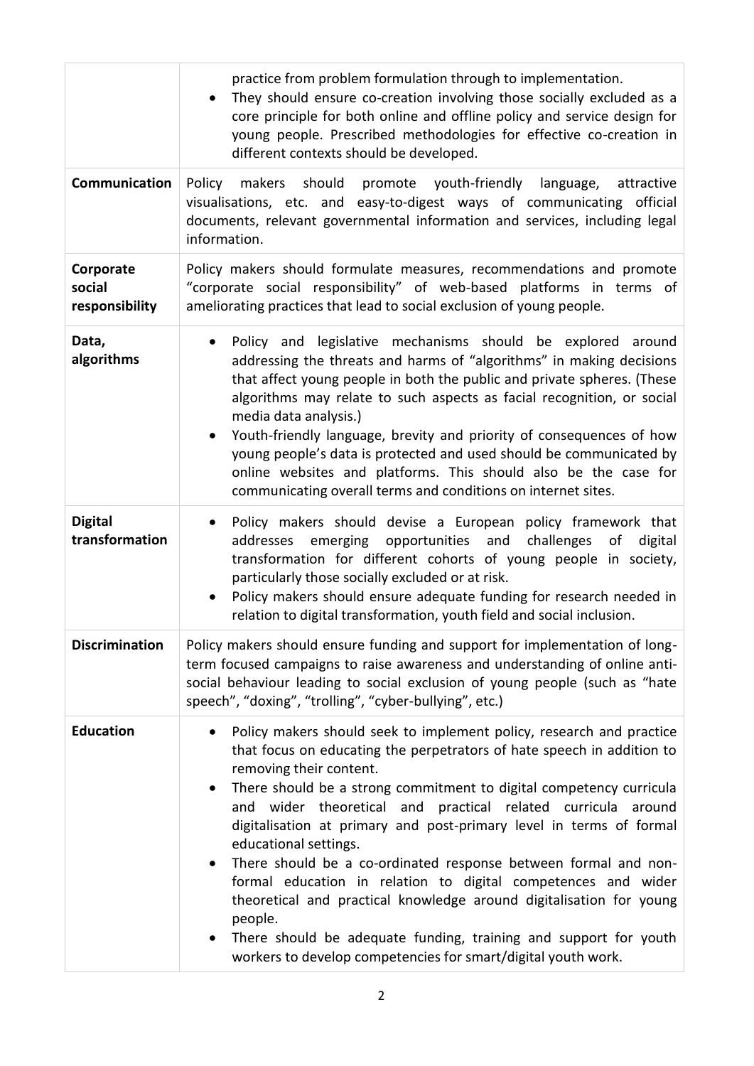| | |
|---|---|
| | practice from problem formulation through to implementation.<br>• They should ensure co-creation involving those socially excluded as a core principle for both online and offline policy and service design for young people. Prescribed methodologies for effective co-creation in different contexts should be developed. |
| **Communication** | Policy makers should promote youth-friendly language, attractive visualisations, etc. and easy-to-digest ways of communicating official documents, relevant governmental information and services, including legal information. |
| **Corporate social responsibility** | Policy makers should formulate measures, recommendations and promote "corporate social responsibility" of web-based platforms in terms of ameliorating practices that lead to social exclusion of young people. |
| **Data, algorithms** | • Policy and legislative mechanisms should be explored around addressing the threats and harms of "algorithms" in making decisions that affect young people in both the public and private spheres. (These algorithms may relate to such aspects as facial recognition, or social media data analysis.)<br>• Youth-friendly language, brevity and priority of consequences of how young people's data is protected and used should be communicated by online websites and platforms. This should also be the case for communicating overall terms and conditions on internet sites. |
| **Digital transformation** | • Policy makers should devise a European policy framework that addresses emerging opportunities and challenges of digital transformation for different cohorts of young people in society, particularly those socially excluded or at risk.<br>• Policy makers should ensure adequate funding for research needed in relation to digital transformation, youth field and social inclusion. |
| **Discrimination** | Policy makers should ensure funding and support for implementation of long-term focused campaigns to raise awareness and understanding of online anti-social behaviour leading to social exclusion of young people (such as "hate speech", "doxing", "trolling", "cyber-bullying", etc.) |
| **Education** | • Policy makers should seek to implement policy, research and practice that focus on educating the perpetrators of hate speech in addition to removing their content.<br>• There should be a strong commitment to digital competency curricula and wider theoretical and practical related curricula around digitalisation at primary and post-primary level in terms of formal educational settings.<br>• There should be a co-ordinated response between formal and non-formal education in relation to digital competences and wider theoretical and practical knowledge around digitalisation for young people.<br>• There should be adequate funding, training and support for youth workers to develop competencies for smart/digital youth work. |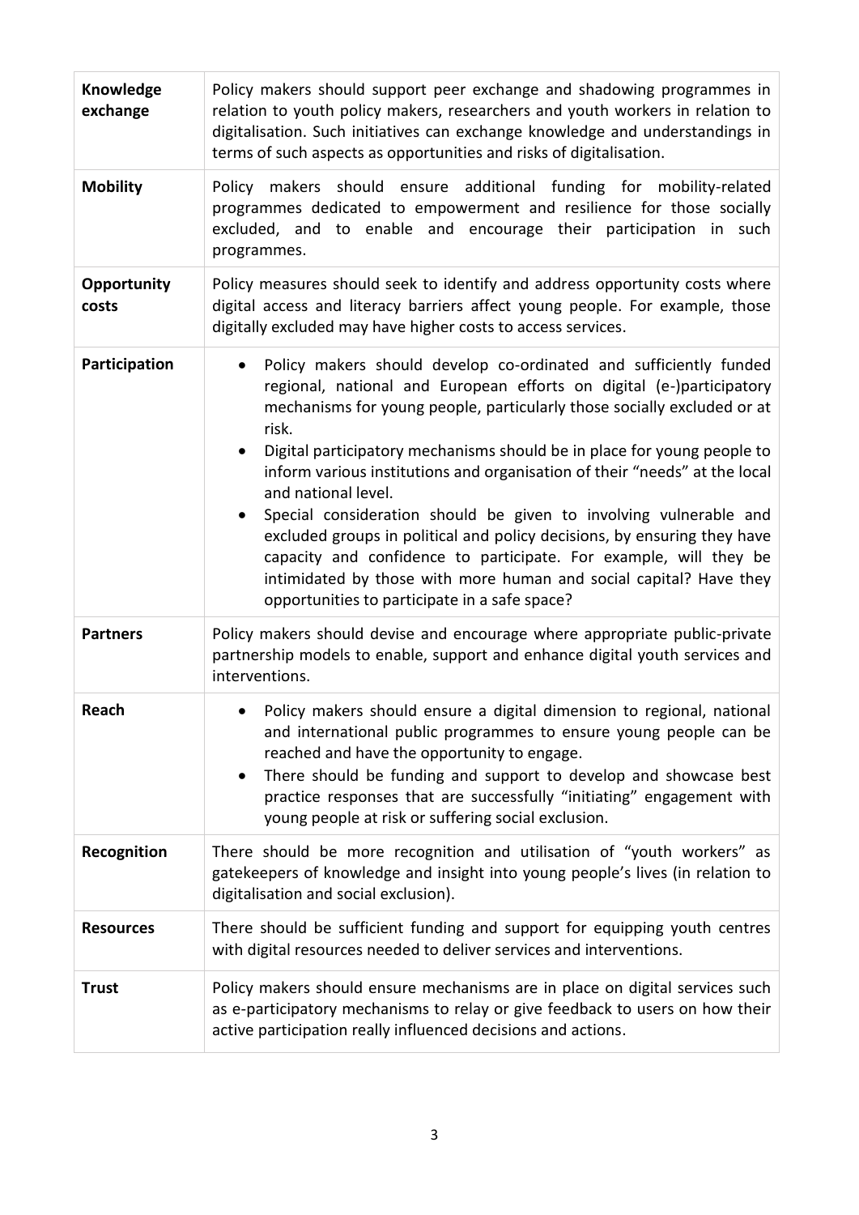| | |
|---|---|
| **Knowledge exchange** | Policy makers should support peer exchange and shadowing programmes in relation to youth policy makers, researchers and youth workers in relation to digitalisation. Such initiatives can exchange knowledge and understandings in terms of such aspects as opportunities and risks of digitalisation. |
| **Mobility** | Policy makers should ensure additional funding for mobility-related programmes dedicated to empowerment and resilience for those socially excluded, and to enable and encourage their participation in such programmes. |
| **Opportunity costs** | Policy measures should seek to identify and address opportunity costs where digital access and literacy barriers affect young people. For example, those digitally excluded may have higher costs to access services. |
| **Participation** | • Policy makers should develop co-ordinated and sufficiently funded regional, national and European efforts on digital (e-)participatory mechanisms for young people, particularly those socially excluded or at risk.<br>• Digital participatory mechanisms should be in place for young people to inform various institutions and organisation of their "needs" at the local and national level.<br>• Special consideration should be given to involving vulnerable and excluded groups in political and policy decisions, by ensuring they have capacity and confidence to participate. For example, will they be intimidated by those with more human and social capital? Have they opportunities to participate in a safe space? |
| **Partners** | Policy makers should devise and encourage where appropriate public-private partnership models to enable, support and enhance digital youth services and interventions. |
| **Reach** | • Policy makers should ensure a digital dimension to regional, national and international public programmes to ensure young people can be reached and have the opportunity to engage.<br>• There should be funding and support to develop and showcase best practice responses that are successfully "initiating" engagement with young people at risk or suffering social exclusion. |
| **Recognition** | There should be more recognition and utilisation of "youth workers" as gatekeepers of knowledge and insight into young people's lives (in relation to digitalisation and social exclusion). |
| **Resources** | There should be sufficient funding and support for equipping youth centres with digital resources needed to deliver services and interventions. |
| **Trust** | Policy makers should ensure mechanisms are in place on digital services such as e-participatory mechanisms to relay or give feedback to users on how their active participation really influenced decisions and actions. |